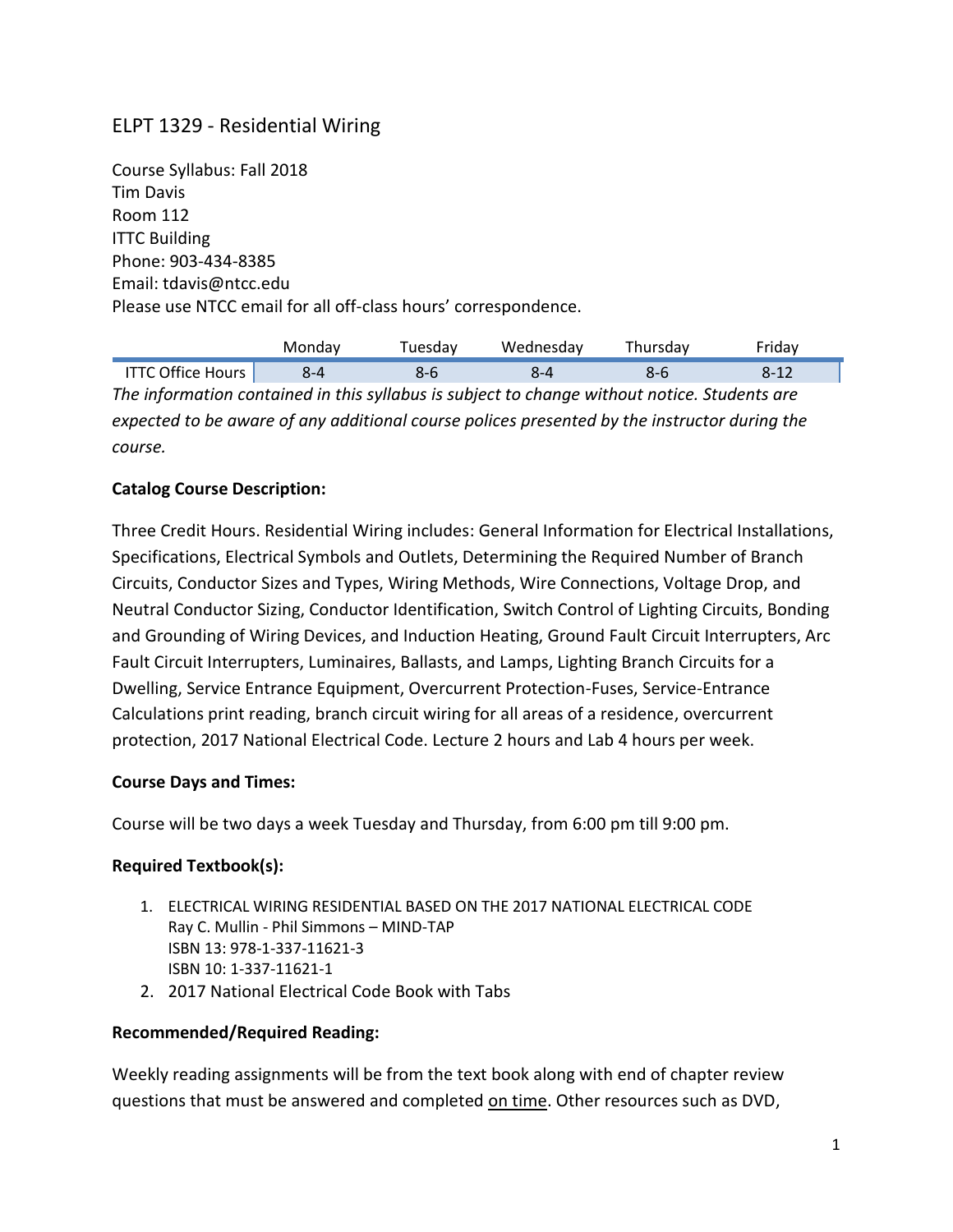# ELPT 1329 - Residential Wiring

Course Syllabus: Fall 2018
Tim Davis
Room 112
ITTC Building
Phone: 903-434-8385
Email: tdavis@ntcc.edu
Please use NTCC email for all off-class hours' correspondence.

| | Monday | Tuesday | Wednesday | Thursday | Friday |
|---|---|---|---|---|---|
| ITTC Office Hours | 8-4 | 8-6 | 8-4 | 8-6 | 8-12 |

*The information contained in this syllabus is subject to change without notice. Students are expected to be aware of any additional course polices presented by the instructor during the course.*

**Catalog Course Description:**

Three Credit Hours. Residential Wiring includes: General Information for Electrical Installations, Specifications, Electrical Symbols and Outlets, Determining the Required Number of Branch Circuits, Conductor Sizes and Types, Wiring Methods, Wire Connections, Voltage Drop, and Neutral Conductor Sizing, Conductor Identification, Switch Control of Lighting Circuits, Bonding and Grounding of Wiring Devices, and Induction Heating, Ground Fault Circuit Interrupters, Arc Fault Circuit Interrupters, Luminaires, Ballasts, and Lamps, Lighting Branch Circuits for a Dwelling, Service Entrance Equipment, Overcurrent Protection-Fuses, Service-Entrance Calculations print reading, branch circuit wiring for all areas of a residence, overcurrent protection, 2017 National Electrical Code. Lecture 2 hours and Lab 4 hours per week.

**Course Days and Times:**

Course will be two days a week Tuesday and Thursday, from 6:00 pm till 9:00 pm.

**Required Textbook(s):**

1. ELECTRICAL WIRING RESIDENTIAL BASED ON THE 2017 NATIONAL ELECTRICAL CODE
   Ray C. Mullin - Phil Simmons – MIND-TAP
   ISBN 13: 978-1-337-11621-3
   ISBN 10: 1-337-11621-1
2. 2017 National Electrical Code Book with Tabs

**Recommended/Required Reading:**

Weekly reading assignments will be from the text book along with end of chapter review questions that must be answered and completed on time. Other resources such as DVD,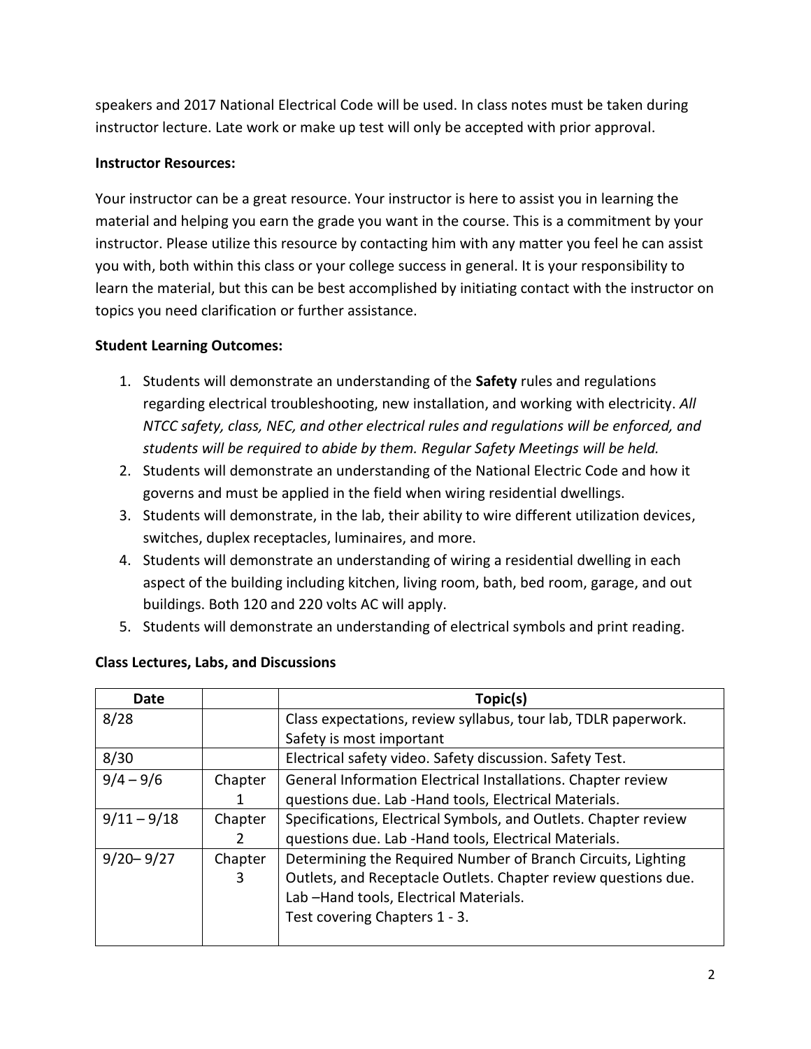speakers and 2017 National Electrical Code will be used. In class notes must be taken during instructor lecture. Late work or make up test will only be accepted with prior approval.

**Instructor Resources:**

Your instructor can be a great resource. Your instructor is here to assist you in learning the material and helping you earn the grade you want in the course. This is a commitment by your instructor. Please utilize this resource by contacting him with any matter you feel he can assist you with, both within this class or your college success in general. It is your responsibility to learn the material, but this can be best accomplished by initiating contact with the instructor on topics you need clarification or further assistance.

**Student Learning Outcomes:**

1. Students will demonstrate an understanding of the **Safety** rules and regulations regarding electrical troubleshooting, new installation, and working with electricity. *All NTCC safety, class, NEC, and other electrical rules and regulations will be enforced, and students will be required to abide by them. Regular Safety Meetings will be held.*
2. Students will demonstrate an understanding of the National Electric Code and how it governs and must be applied in the field when wiring residential dwellings.
3. Students will demonstrate, in the lab, their ability to wire different utilization devices, switches, duplex receptacles, luminaires, and more.
4. Students will demonstrate an understanding of wiring a residential dwelling in each aspect of the building including kitchen, living room, bath, bed room, garage, and out buildings. Both 120 and 220 volts AC will apply.
5. Students will demonstrate an understanding of electrical symbols and print reading.

**Class Lectures, Labs, and Discussions**

| Date | | Topic(s) |
|---|---|---|
| 8/28 | | Class expectations, review syllabus, tour lab, TDLR paperwork. Safety is most important |
| 8/30 | | Electrical safety video. Safety discussion. Safety Test. |
| 9/4 – 9/6 | Chapter 1 | General Information Electrical Installations. Chapter review questions due. Lab -Hand tools, Electrical Materials. |
| 9/11 – 9/18 | Chapter 2 | Specifications, Electrical Symbols, and Outlets. Chapter review questions due. Lab -Hand tools, Electrical Materials. |
| 9/20– 9/27 | Chapter 3 | Determining the Required Number of Branch Circuits, Lighting Outlets, and Receptacle Outlets. Chapter review questions due. Lab –Hand tools, Electrical Materials. Test covering Chapters 1 - 3. |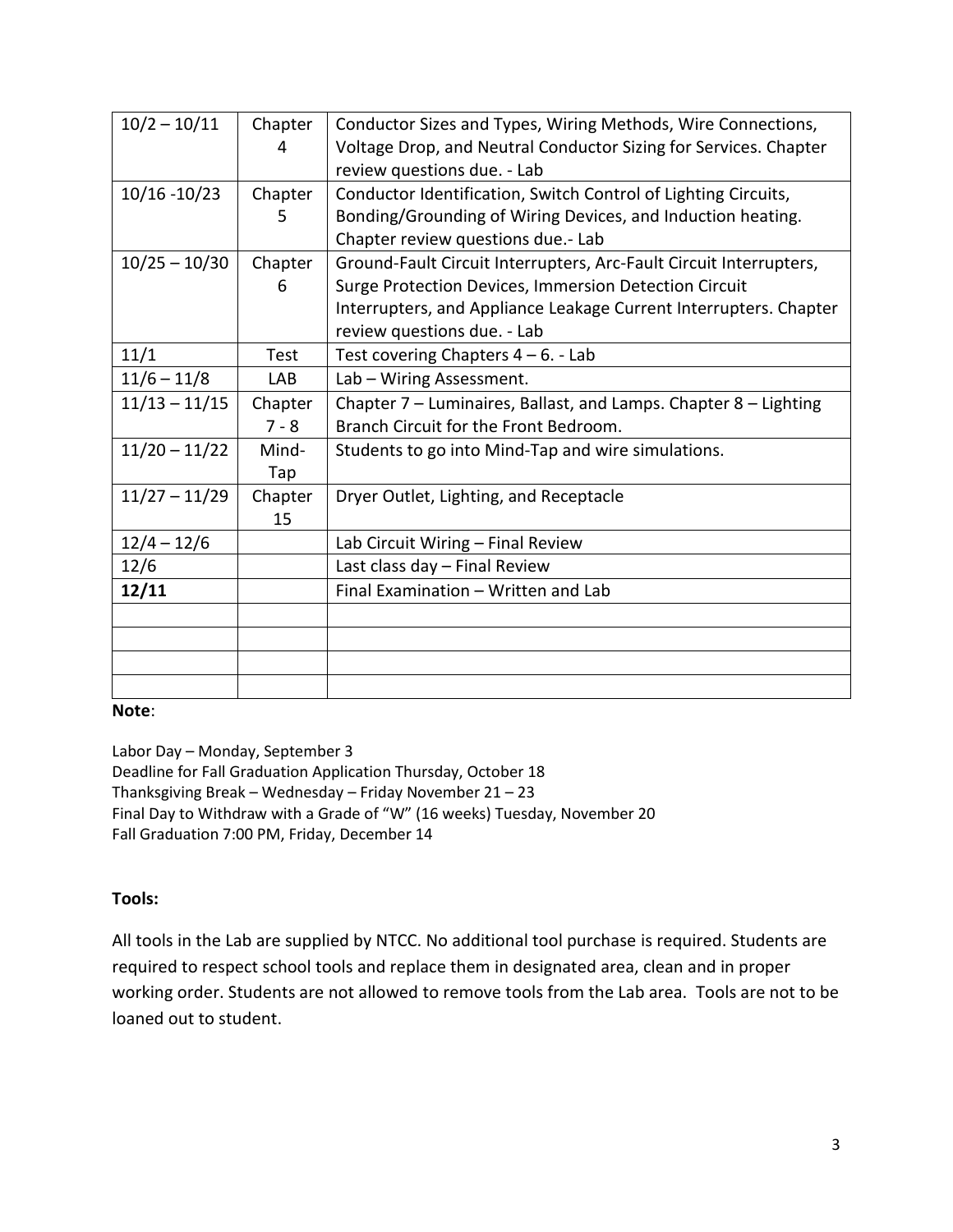| | | |
|---|---|---|
| 10/2 – 10/11 | Chapter 4 | Conductor Sizes and Types, Wiring Methods, Wire Connections, Voltage Drop, and Neutral Conductor Sizing for Services. Chapter review questions due. - Lab |
| 10/16 -10/23 | Chapter 5 | Conductor Identification, Switch Control of Lighting Circuits, Bonding/Grounding of Wiring Devices, and Induction heating. Chapter review questions due.- Lab |
| 10/25 – 10/30 | Chapter 6 | Ground-Fault Circuit Interrupters, Arc-Fault Circuit Interrupters, Surge Protection Devices, Immersion Detection Circuit Interrupters, and Appliance Leakage Current Interrupters. Chapter review questions due. - Lab |
| 11/1 | Test | Test covering Chapters 4 – 6. - Lab |
| 11/6 – 11/8 | LAB | Lab – Wiring Assessment. |
| 11/13 – 11/15 | Chapter 7 - 8 | Chapter 7 – Luminaires, Ballast, and Lamps. Chapter 8 – Lighting Branch Circuit for the Front Bedroom. |
| 11/20 – 11/22 | Mind-Tap | Students to go into Mind-Tap and wire simulations. |
| 11/27 – 11/29 | Chapter 15 | Dryer Outlet, Lighting, and Receptacle |
| 12/4 – 12/6 | | Lab Circuit Wiring – Final Review |
| 12/6 | | Last class day – Final Review |
| **12/11** | | Final Examination – Written and Lab |
| | | |
| | | |
| | | |
| | | |

**Note**:

Labor Day – Monday, September 3
Deadline for Fall Graduation Application Thursday, October 18
Thanksgiving Break – Wednesday – Friday November 21 – 23
Final Day to Withdraw with a Grade of "W" (16 weeks) Tuesday, November 20
Fall Graduation 7:00 PM, Friday, December 14

**Tools:**

All tools in the Lab are supplied by NTCC. No additional tool purchase is required. Students are required to respect school tools and replace them in designated area, clean and in proper working order. Students are not allowed to remove tools from the Lab area. Tools are not to be loaned out to student.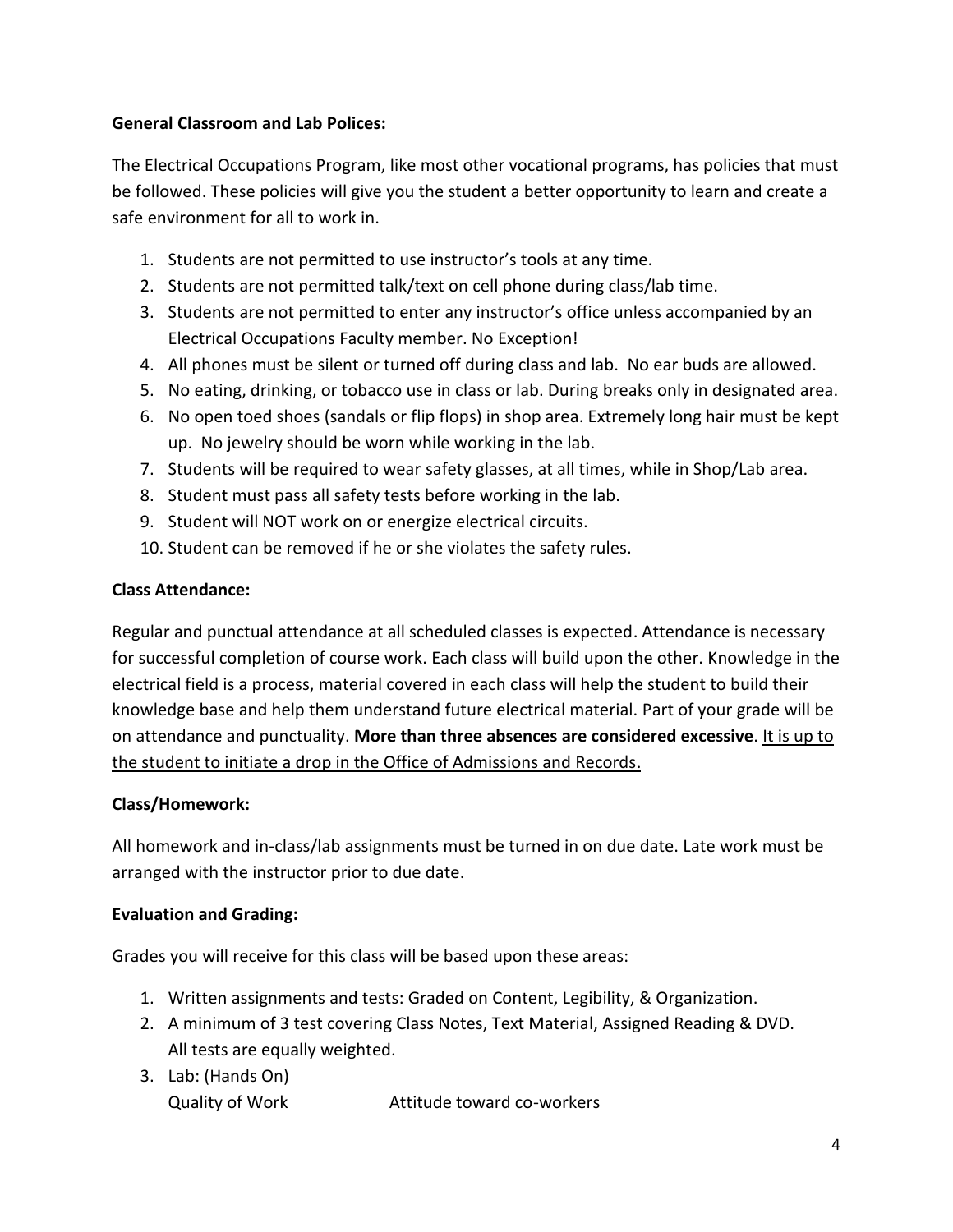**General Classroom and Lab Polices:**

The Electrical Occupations Program, like most other vocational programs, has policies that must be followed. These policies will give you the student a better opportunity to learn and create a safe environment for all to work in.

1. Students are not permitted to use instructor's tools at any time.
2. Students are not permitted talk/text on cell phone during class/lab time.
3. Students are not permitted to enter any instructor's office unless accompanied by an Electrical Occupations Faculty member. No Exception!
4. All phones must be silent or turned off during class and lab. No ear buds are allowed.
5. No eating, drinking, or tobacco use in class or lab. During breaks only in designated area.
6. No open toed shoes (sandals or flip flops) in shop area. Extremely long hair must be kept up. No jewelry should be worn while working in the lab.
7. Students will be required to wear safety glasses, at all times, while in Shop/Lab area.
8. Student must pass all safety tests before working in the lab.
9. Student will NOT work on or energize electrical circuits.
10. Student can be removed if he or she violates the safety rules.

**Class Attendance:**

Regular and punctual attendance at all scheduled classes is expected. Attendance is necessary for successful completion of course work. Each class will build upon the other. Knowledge in the electrical field is a process, material covered in each class will help the student to build their knowledge base and help them understand future electrical material. Part of your grade will be on attendance and punctuality. **More than three absences are considered excessive**. It is up to the student to initiate a drop in the Office of Admissions and Records.

**Class/Homework:**

All homework and in-class/lab assignments must be turned in on due date. Late work must be arranged with the instructor prior to due date.

**Evaluation and Grading:**

Grades you will receive for this class will be based upon these areas:

1. Written assignments and tests: Graded on Content, Legibility, & Organization.
2. A minimum of 3 test covering Class Notes, Text Material, Assigned Reading & DVD. All tests are equally weighted.
3. Lab: (Hands On)
   Quality of Work &nbsp;&nbsp;&nbsp;&nbsp;&nbsp;&nbsp;&nbsp;&nbsp; Attitude toward co-workers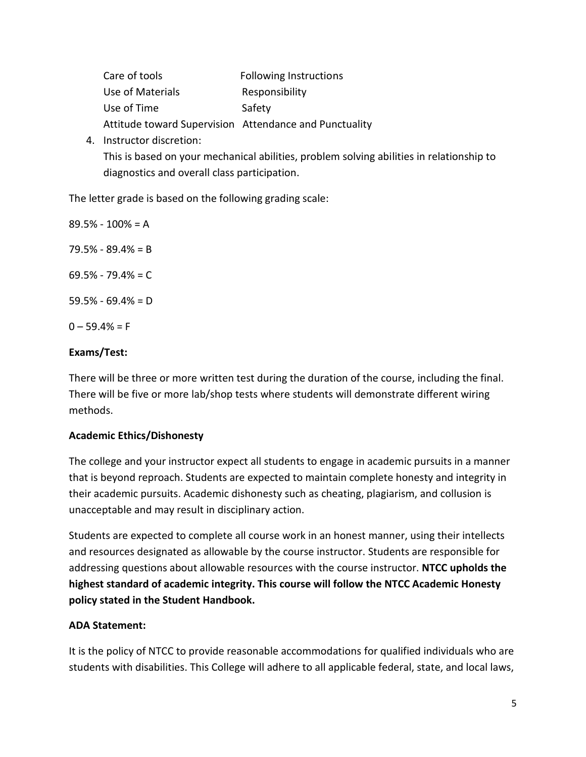| | |
|---|---|
| Care of tools | Following Instructions |
| Use of Materials | Responsibility |
| Use of Time | Safety |
| Attitude toward Supervision | Attendance and Punctuality |

4. Instructor discretion:
   This is based on your mechanical abilities, problem solving abilities in relationship to diagnostics and overall class participation.

The letter grade is based on the following grading scale:

89.5% - 100% = A

79.5% - 89.4% = B

69.5% - 79.4% = C

59.5% - 69.4% = D

0 – 59.4% = F

**Exams/Test:**

There will be three or more written test during the duration of the course, including the final. There will be five or more lab/shop tests where students will demonstrate different wiring methods.

**Academic Ethics/Dishonesty**

The college and your instructor expect all students to engage in academic pursuits in a manner that is beyond reproach. Students are expected to maintain complete honesty and integrity in their academic pursuits. Academic dishonesty such as cheating, plagiarism, and collusion is unacceptable and may result in disciplinary action.

Students are expected to complete all course work in an honest manner, using their intellects and resources designated as allowable by the course instructor. Students are responsible for addressing questions about allowable resources with the course instructor. **NTCC upholds the highest standard of academic integrity. This course will follow the NTCC Academic Honesty policy stated in the Student Handbook.**

**ADA Statement:**

It is the policy of NTCC to provide reasonable accommodations for qualified individuals who are students with disabilities. This College will adhere to all applicable federal, state, and local laws,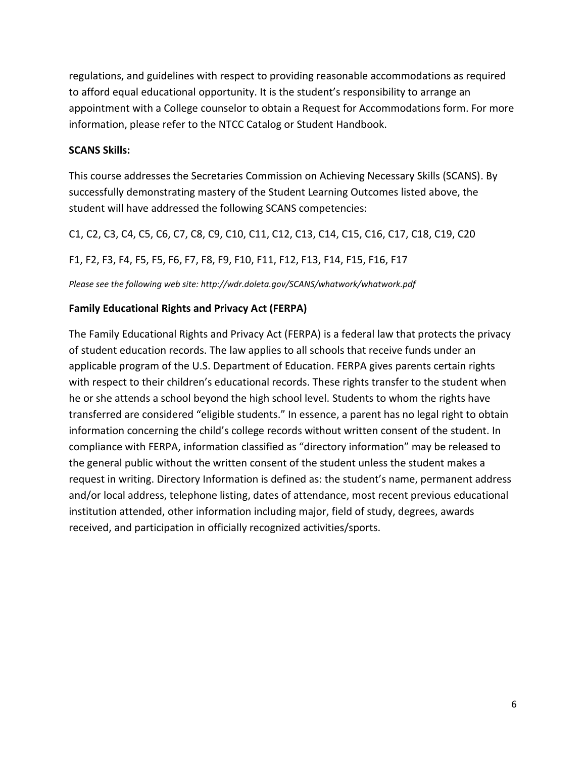regulations, and guidelines with respect to providing reasonable accommodations as required to afford equal educational opportunity. It is the student's responsibility to arrange an appointment with a College counselor to obtain a Request for Accommodations form. For more information, please refer to the NTCC Catalog or Student Handbook.

**SCANS Skills:**

This course addresses the Secretaries Commission on Achieving Necessary Skills (SCANS). By successfully demonstrating mastery of the Student Learning Outcomes listed above, the student will have addressed the following SCANS competencies:

C1, C2, C3, C4, C5, C6, C7, C8, C9, C10, C11, C12, C13, C14, C15, C16, C17, C18, C19, C20

F1, F2, F3, F4, F5, F5, F6, F7, F8, F9, F10, F11, F12, F13, F14, F15, F16, F17

*Please see the following web site: http://wdr.doleta.gov/SCANS/whatwork/whatwork.pdf*

**Family Educational Rights and Privacy Act (FERPA)**

The Family Educational Rights and Privacy Act (FERPA) is a federal law that protects the privacy of student education records. The law applies to all schools that receive funds under an applicable program of the U.S. Department of Education. FERPA gives parents certain rights with respect to their children's educational records. These rights transfer to the student when he or she attends a school beyond the high school level. Students to whom the rights have transferred are considered "eligible students." In essence, a parent has no legal right to obtain information concerning the child's college records without written consent of the student. In compliance with FERPA, information classified as "directory information" may be released to the general public without the written consent of the student unless the student makes a request in writing. Directory Information is defined as: the student's name, permanent address and/or local address, telephone listing, dates of attendance, most recent previous educational institution attended, other information including major, field of study, degrees, awards received, and participation in officially recognized activities/sports.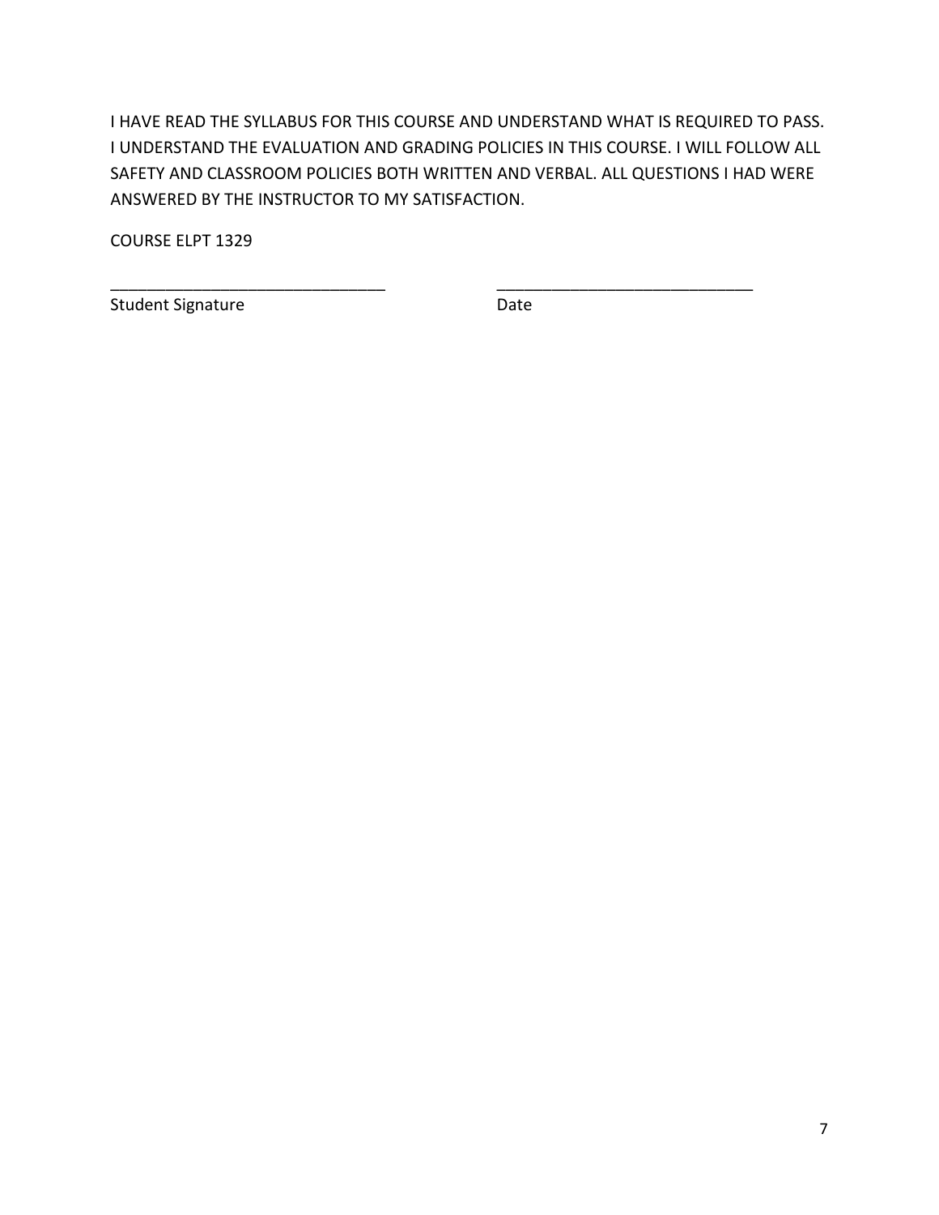I HAVE READ THE SYLLABUS FOR THIS COURSE AND UNDERSTAND WHAT IS REQUIRED TO PASS. I UNDERSTAND THE EVALUATION AND GRADING POLICIES IN THIS COURSE. I WILL FOLLOW ALL SAFETY AND CLASSROOM POLICIES BOTH WRITTEN AND VERBAL. ALL QUESTIONS I HAD WERE ANSWERED BY THE INSTRUCTOR TO MY SATISFACTION.

COURSE ELPT 1329

______________________________ ______________________________

Student Signature Date